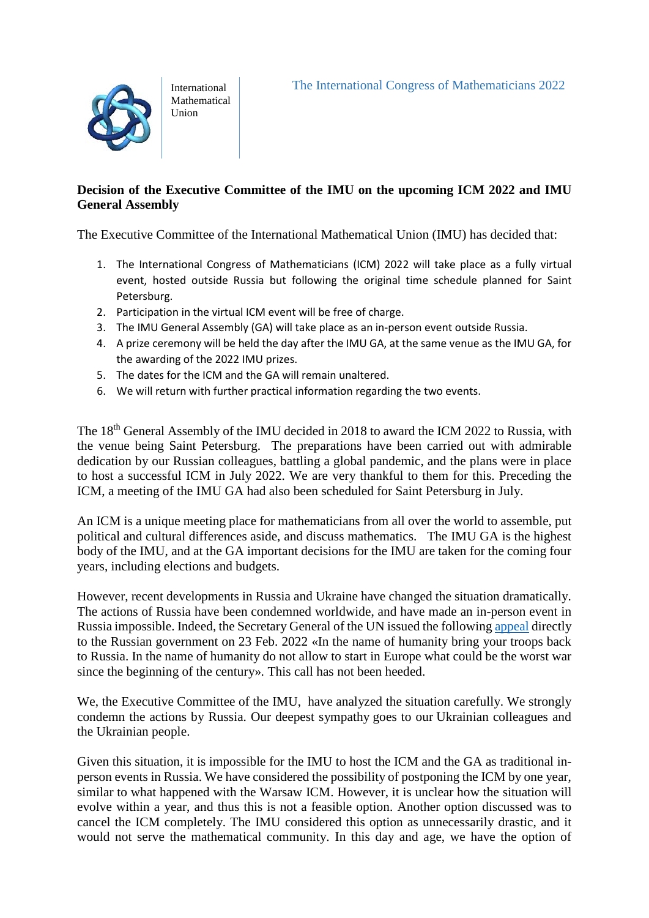International Mathematical Union

The International Congress of Mathematicians 2022

**Decision of the Executive Committee of the IMU on the upcoming ICM 2022 and IMU General Assembly**

The Executive Committee of the International Mathematical Union (IMU) has decided that:

1. The International Congress of Mathematicians (ICM) 2022 will take place as a fully virtual event, hosted outside Russia but following the original time schedule planned for Saint Petersburg.
2. Participation in the virtual ICM event will be free of charge.
3. The IMU General Assembly (GA) will take place as an in-person event outside Russia.
4. A prize ceremony will be held the day after the IMU GA, at the same venue as the IMU GA, for the awarding of the 2022 IMU prizes.
5. The dates for the ICM and the GA will remain unaltered.
6. We will return with further practical information regarding the two events.

The 18th General Assembly of the IMU decided in 2018 to award the ICM 2022 to Russia, with the venue being Saint Petersburg. The preparations have been carried out with admirable dedication by our Russian colleagues, battling a global pandemic, and the plans were in place to host a successful ICM in July 2022. We are very thankful to them for this. Preceding the ICM, a meeting of the IMU GA had also been scheduled for Saint Petersburg in July.

An ICM is a unique meeting place for mathematicians from all over the world to assemble, put political and cultural differences aside, and discuss mathematics. The IMU GA is the highest body of the IMU, and at the GA important decisions for the IMU are taken for the coming four years, including elections and budgets.

However, recent developments in Russia and Ukraine have changed the situation dramatically. The actions of Russia have been condemned worldwide, and have made an in-person event in Russia impossible. Indeed, the Secretary General of the UN issued the following appeal directly to the Russian government on 23 Feb. 2022 «In the name of humanity bring your troops back to Russia. In the name of humanity do not allow to start in Europe what could be the worst war since the beginning of the century». This call has not been heeded.

We, the Executive Committee of the IMU, have analyzed the situation carefully. We strongly condemn the actions by Russia. Our deepest sympathy goes to our Ukrainian colleagues and the Ukrainian people.

Given this situation, it is impossible for the IMU to host the ICM and the GA as traditional in-person events in Russia. We have considered the possibility of postponing the ICM by one year, similar to what happened with the Warsaw ICM. However, it is unclear how the situation will evolve within a year, and thus this is not a feasible option. Another option discussed was to cancel the ICM completely. The IMU considered this option as unnecessarily drastic, and it would not serve the mathematical community. In this day and age, we have the option of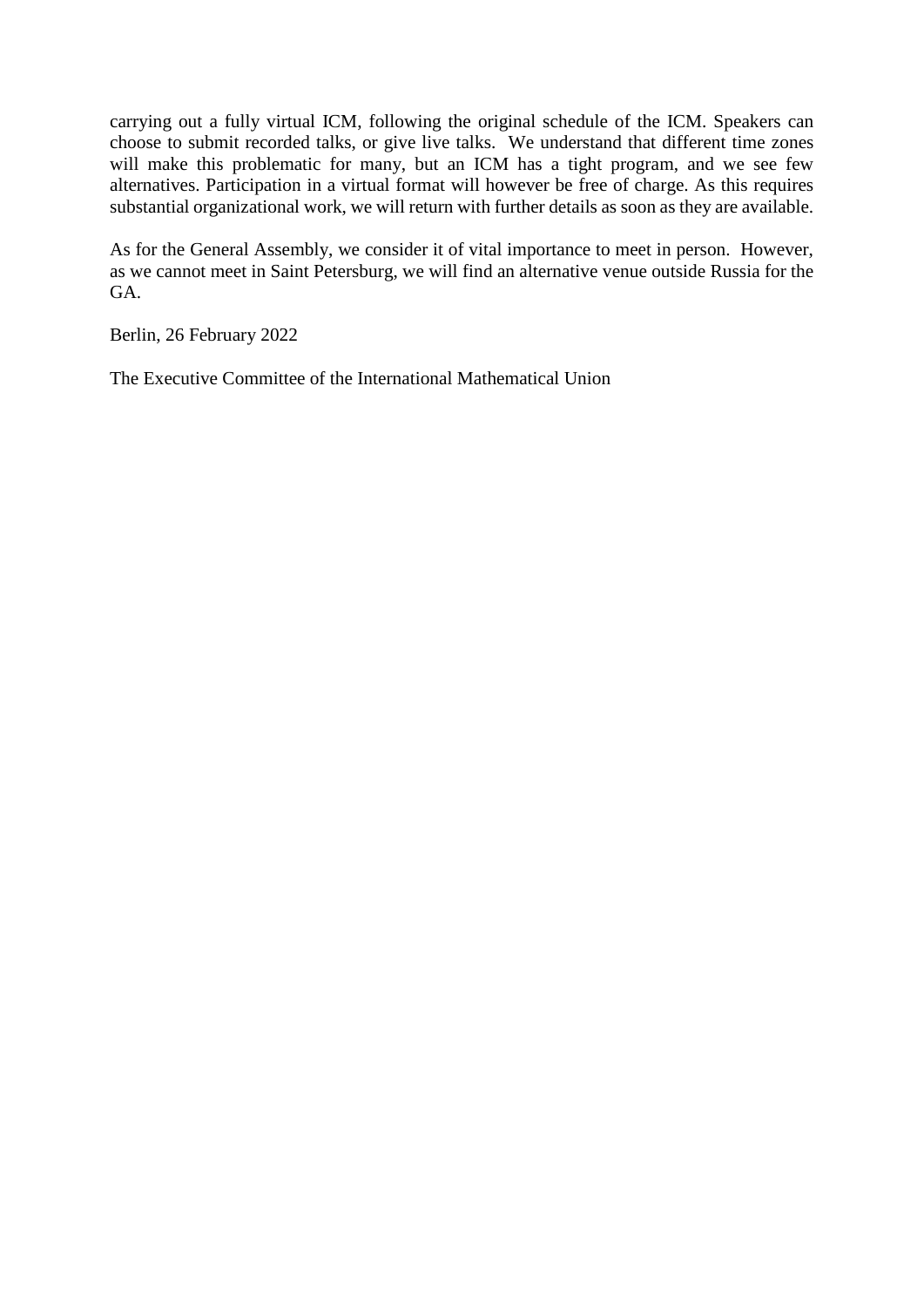carrying out a fully virtual ICM, following the original schedule of the ICM. Speakers can choose to submit recorded talks, or give live talks. We understand that different time zones will make this problematic for many, but an ICM has a tight program, and we see few alternatives. Participation in a virtual format will however be free of charge. As this requires substantial organizational work, we will return with further details as soon as they are available.

As for the General Assembly, we consider it of vital importance to meet in person. However, as we cannot meet in Saint Petersburg, we will find an alternative venue outside Russia for the GA.

Berlin, 26 February 2022

The Executive Committee of the International Mathematical Union